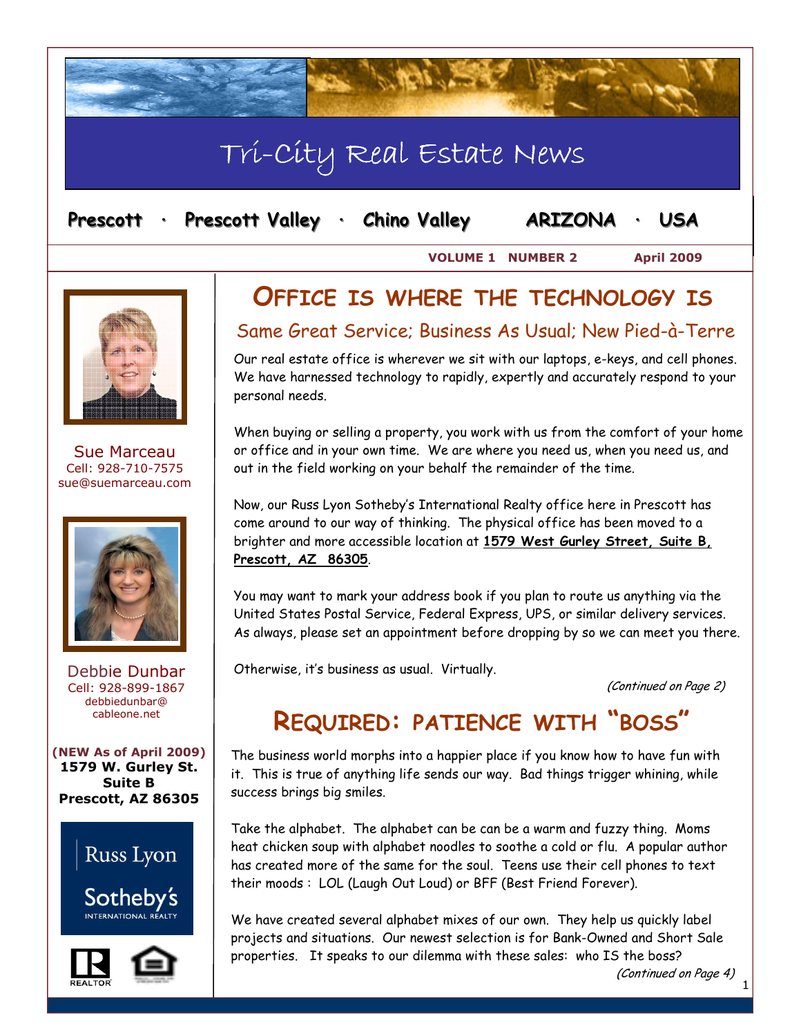# Tri-City Real Estate News

**Prescott · Prescott Valley · Chino Valley ARIZONA · USA**

**VOLUME 1 NUMBER 2 April 2009**

Sue Marceau
Cell: 928-710-7575
sue@suemarceau.com

Debbie Dunbar
Cell: 928-899-1867
debbiedunbar@
cableone.net

**(NEW As of April 2009)**
**1579 W. Gurley St.**
**Suite B**
**Prescott, AZ 86305**

Russ Lyon
Sotheby's
INTERNATIONAL REALTY

REALTOR

## OFFICE IS WHERE THE TECHNOLOGY IS

### Same Great Service; Business As Usual; New Pied-à-Terre

Our real estate office is wherever we sit with our laptops, e-keys, and cell phones. We have harnessed technology to rapidly, expertly and accurately respond to your personal needs.

When buying or selling a property, you work with us from the comfort of your home or office and in your own time. We are where you need us, when you need us, and out in the field working on your behalf the remainder of the time.

Now, our Russ Lyon Sotheby's International Realty office here in Prescott has come around to our way of thinking. The physical office has been moved to a brighter and more accessible location at **1579 West Gurley Street, Suite B, Prescott, AZ 86305**.

You may want to mark your address book if you plan to route us anything via the United States Postal Service, Federal Express, UPS, or similar delivery services. As always, please set an appointment before dropping by so we can meet you there.

Otherwise, it's business as usual. Virtually.

*(Continued on Page 2)*

## REQUIRED: PATIENCE WITH "BOSS"

The business world morphs into a happier place if you know how to have fun with it. This is true of anything life sends our way. Bad things trigger whining, while success brings big smiles.

Take the alphabet. The alphabet can be can be a warm and fuzzy thing. Moms heat chicken soup with alphabet noodles to soothe a cold or flu. A popular author has created more of the same for the soul. Teens use their cell phones to text their moods : LOL (Laugh Out Loud) or BFF (Best Friend Forever).

We have created several alphabet mixes of our own. They help us quickly label projects and situations. Our newest selection is for Bank-Owned and Short Sale properties. It speaks to our dilemma with these sales: who IS the boss?

*(Continued on Page 4)*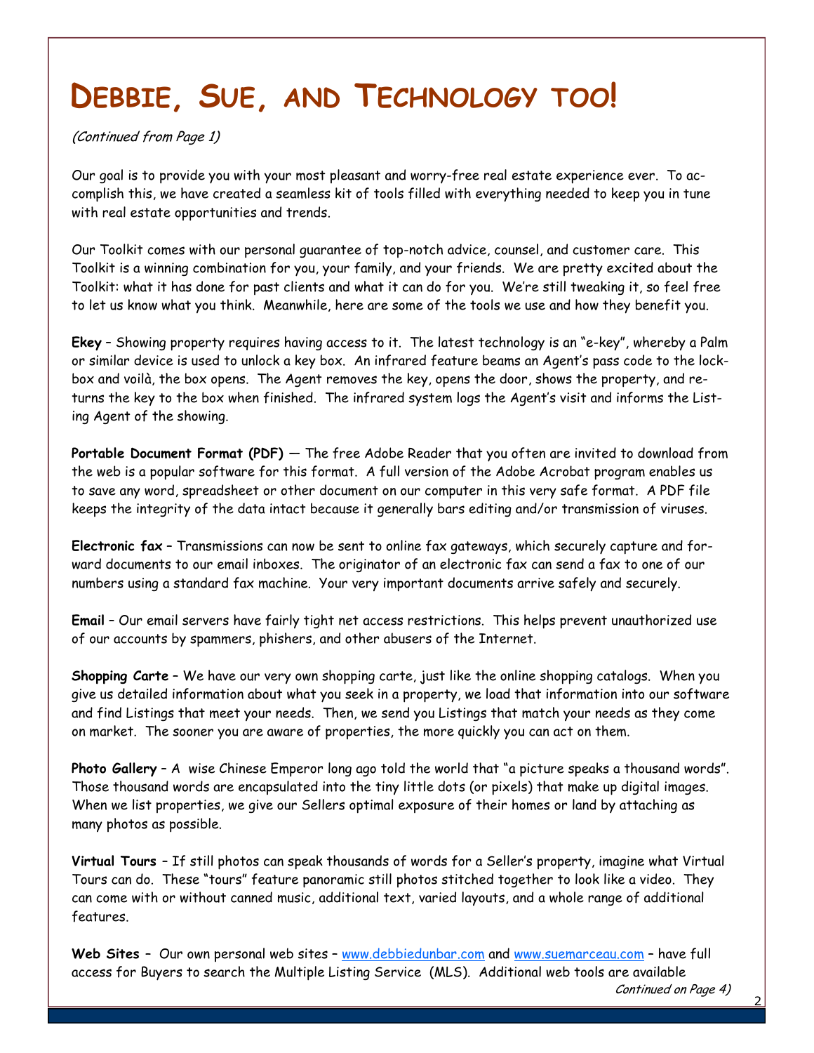# Debbie, Sue, and Technology too!

*(Continued from Page 1)*

Our goal is to provide you with your most pleasant and worry-free real estate experience ever. To accomplish this, we have created a seamless kit of tools filled with everything needed to keep you in tune with real estate opportunities and trends.

Our Toolkit comes with our personal guarantee of top-notch advice, counsel, and customer care. This Toolkit is a winning combination for you, your family, and your friends. We are pretty excited about the Toolkit: what it has done for past clients and what it can do for you. We're still tweaking it, so feel free to let us know what you think. Meanwhile, here are some of the tools we use and how they benefit you.

**Ekey** – Showing property requires having access to it. The latest technology is an "e-key", whereby a Palm or similar device is used to unlock a key box. An infrared feature beams an Agent's pass code to the lockbox and voilà, the box opens. The Agent removes the key, opens the door, shows the property, and returns the key to the box when finished. The infrared system logs the Agent's visit and informs the Listing Agent of the showing.

**Portable Document Format (PDF)** — The free Adobe Reader that you often are invited to download from the web is a popular software for this format. A full version of the Adobe Acrobat program enables us to save any word, spreadsheet or other document on our computer in this very safe format. A PDF file keeps the integrity of the data intact because it generally bars editing and/or transmission of viruses.

**Electronic fax** – Transmissions can now be sent to online fax gateways, which securely capture and forward documents to our email inboxes. The originator of an electronic fax can send a fax to one of our numbers using a standard fax machine. Your very important documents arrive safely and securely.

**Email** – Our email servers have fairly tight net access restrictions. This helps prevent unauthorized use of our accounts by spammers, phishers, and other abusers of the Internet.

**Shopping Carte** – We have our very own shopping carte, just like the online shopping catalogs. When you give us detailed information about what you seek in a property, we load that information into our software and find Listings that meet your needs. Then, we send you Listings that match your needs as they come on market. The sooner you are aware of properties, the more quickly you can act on them.

**Photo Gallery** – A wise Chinese Emperor long ago told the world that "a picture speaks a thousand words". Those thousand words are encapsulated into the tiny little dots (or pixels) that make up digital images. When we list properties, we give our Sellers optimal exposure of their homes or land by attaching as many photos as possible.

**Virtual Tours** – If still photos can speak thousands of words for a Seller's property, imagine what Virtual Tours can do. These "tours" feature panoramic still photos stitched together to look like a video. They can come with or without canned music, additional text, varied layouts, and a whole range of additional features.

**Web Sites** – Our own personal web sites – [www.debbiedunbar.com](http://www.debbiedunbar.com) and [www.suemarceau.com](http://www.suemarceau.com) – have full access for Buyers to search the Multiple Listing Service (MLS). Additional web tools are available

*Continued on Page 4)*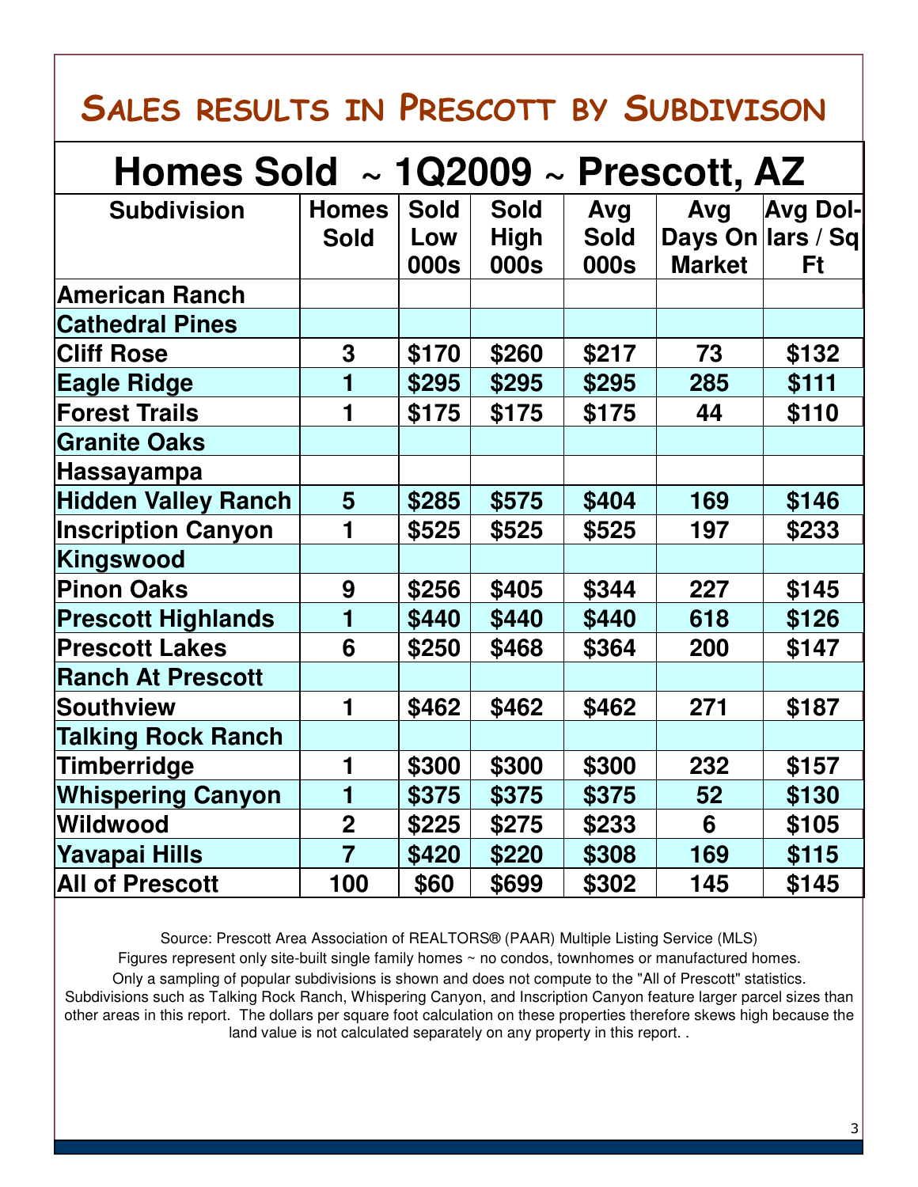# Sales results in Prescott by Subdivison

## Homes Sold ~ 1Q2009 ~ Prescott, AZ

| Subdivision | Homes Sold | Sold Low 000s | Sold High 000s | Avg Sold 000s | Avg Days On Market | Avg Dollars / Sq Ft |
|---|---|---|---|---|---|---|
| American Ranch | | | | | | |
| Cathedral Pines | | | | | | |
| Cliff Rose | 3 | $170 | $260 | $217 | 73 | $132 |
| Eagle Ridge | 1 | $295 | $295 | $295 | 285 | $111 |
| Forest Trails | 1 | $175 | $175 | $175 | 44 | $110 |
| Granite Oaks | | | | | | |
| Hassayampa | | | | | | |
| Hidden Valley Ranch | 5 | $285 | $575 | $404 | 169 | $146 |
| Inscription Canyon | 1 | $525 | $525 | $525 | 197 | $233 |
| Kingswood | | | | | | |
| Pinon Oaks | 9 | $256 | $405 | $344 | 227 | $145 |
| Prescott Highlands | 1 | $440 | $440 | $440 | 618 | $126 |
| Prescott Lakes | 6 | $250 | $468 | $364 | 200 | $147 |
| Ranch At Prescott | | | | | | |
| Southview | 1 | $462 | $462 | $462 | 271 | $187 |
| Talking Rock Ranch | | | | | | |
| Timberridge | 1 | $300 | $300 | $300 | 232 | $157 |
| Whispering Canyon | 1 | $375 | $375 | $375 | 52 | $130 |
| Wildwood | 2 | $225 | $275 | $233 | 6 | $105 |
| Yavapai Hills | 7 | $420 | $220 | $308 | 169 | $115 |
| All of Prescott | 100 | $60 | $699 | $302 | 145 | $145 |

Source: Prescott Area Association of REALTORS® (PAAR) Multiple Listing Service (MLS)
Figures represent only site-built single family homes ~ no condos, townhomes or manufactured homes.
Only a sampling of popular subdivisions is shown and does not compute to the "All of Prescott" statistics.
Subdivisions such as Talking Rock Ranch, Whispering Canyon, and Inscription Canyon feature larger parcel sizes than other areas in this report. The dollars per square foot calculation on these properties therefore skews high because the land value is not calculated separately on any property in this report. .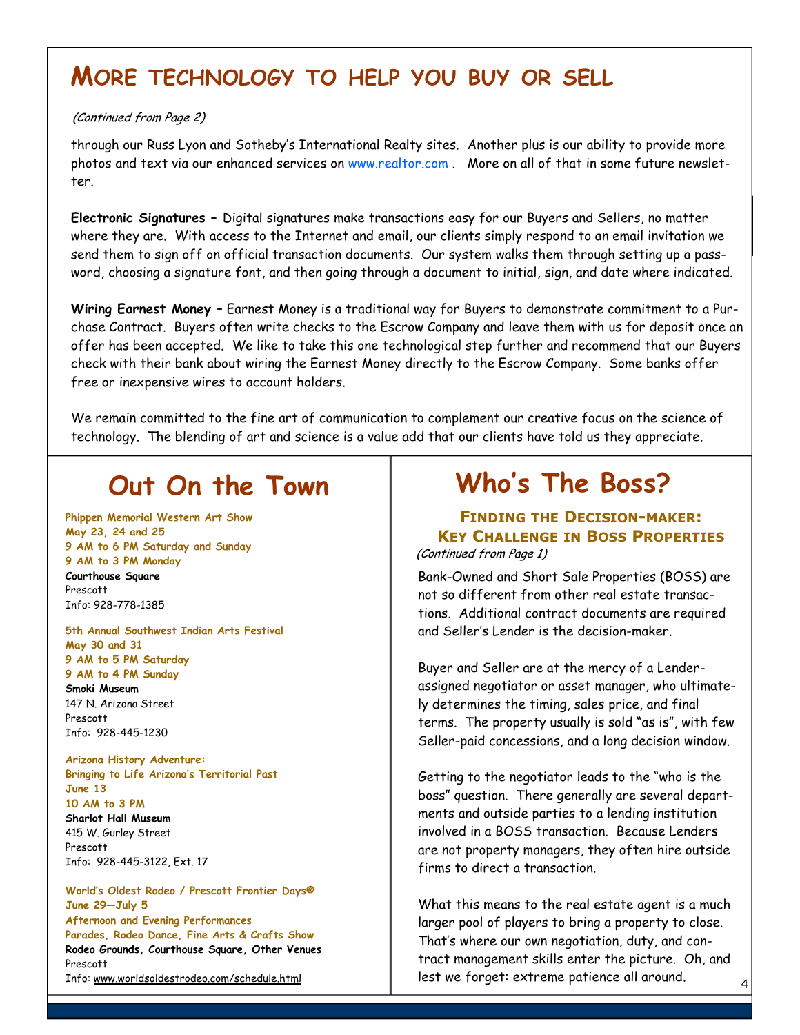# More technology to help you buy or sell

*(Continued from Page 2)*

through our Russ Lyon and Sotheby's International Realty sites. Another plus is our ability to provide more photos and text via our enhanced services on www.realtor.com . More on all of that in some future newsletter.

**Electronic Signatures** – Digital signatures make transactions easy for our Buyers and Sellers, no matter where they are. With access to the Internet and email, our clients simply respond to an email invitation we send them to sign off on official transaction documents. Our system walks them through setting up a password, choosing a signature font, and then going through a document to initial, sign, and date where indicated.

**Wiring Earnest Money** – Earnest Money is a traditional way for Buyers to demonstrate commitment to a Purchase Contract. Buyers often write checks to the Escrow Company and leave them with us for deposit once an offer has been accepted. We like to take this one technological step further and recommend that our Buyers check with their bank about wiring the Earnest Money directly to the Escrow Company. Some banks offer free or inexpensive wires to account holders.

We remain committed to the fine art of communication to complement our creative focus on the science of technology. The blending of art and science is a value add that our clients have told us they appreciate.

# Out On the Town

**Phippen Memorial Western Art Show**
**May 23, 24 and 25**
**9 AM to 6 PM Saturday and Sunday**
**9 AM to 3 PM Monday**
**Courthouse Square**
Prescott
Info: 928-778-1385

**5th Annual Southwest Indian Arts Festival**
**May 30 and 31**
**9 AM to 5 PM Saturday**
**9 AM to 4 PM Sunday**
**Smoki Museum**
147 N. Arizona Street
Prescott
Info: 928-445-1230

**Arizona History Adventure:**
**Bringing to Life Arizona's Territorial Past**
**June 13**
**10 AM to 3 PM**
**Sharlot Hall Museum**
415 W. Gurley Street
Prescott
Info: 928-445-3122, Ext. 17

**World's Oldest Rodeo / Prescott Frontier Days®**
**June 29—July 5**
**Afternoon and Evening Performances**
**Parades, Rodeo Dance, Fine Arts & Crafts Show**
**Rodeo Grounds, Courthouse Square, Other Venues**
Prescott
Info: www.worldsoldestrodeo.com/schedule.html

# Who's The Boss?

## Finding the Decision-maker: Key Challenge in Boss Properties

*(Continued from Page 1)*

Bank-Owned and Short Sale Properties (BOSS) are not so different from other real estate transactions. Additional contract documents are required and Seller's Lender is the decision-maker.

Buyer and Seller are at the mercy of a Lender-assigned negotiator or asset manager, who ultimately determines the timing, sales price, and final terms. The property usually is sold "as is", with few Seller-paid concessions, and a long decision window.

Getting to the negotiator leads to the "who is the boss" question. There generally are several departments and outside parties to a lending institution involved in a BOSS transaction. Because Lenders are not property managers, they often hire outside firms to direct a transaction.

What this means to the real estate agent is a much larger pool of players to bring a property to close. That's where our own negotiation, duty, and contract management skills enter the picture. Oh, and lest we forget: extreme patience all around.